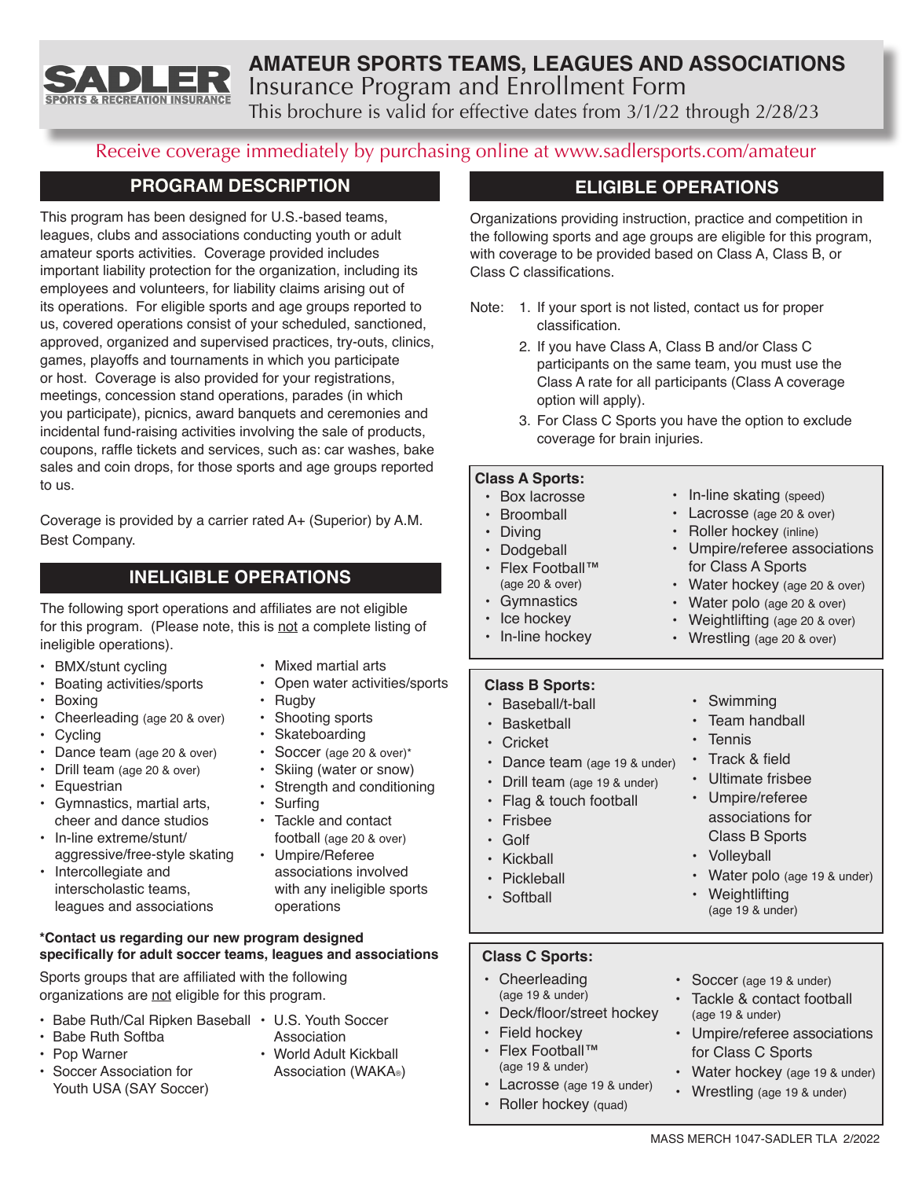SADLER SPORTS & RECREATION INSURANCE

# AMATEUR SPORTS TEAMS, LEAGUES AND ASSOCIATIONS

Insurance Program and Enrollment Form

This brochure is valid for effective dates from 3/1/22 through 2/28/23

Receive coverage immediately by purchasing online at www.sadlersports.com/amateur

## PROGRAM DESCRIPTION

This program has been designed for U.S.-based teams, leagues, clubs and associations conducting youth or adult amateur sports activities. Coverage provided includes important liability protection for the organization, including its employees and volunteers, for liability claims arising out of its operations. For eligible sports and age groups reported to us, covered operations consist of your scheduled, sanctioned, approved, organized and supervised practices, try-outs, clinics, games, playoffs and tournaments in which you participate or host. Coverage is also provided for your registrations, meetings, concession stand operations, parades (in which you participate), picnics, award banquets and ceremonies and incidental fund-raising activities involving the sale of products, coupons, raffle tickets and services, such as: car washes, bake sales and coin drops, for those sports and age groups reported to us.

Coverage is provided by a carrier rated A+ (Superior) by A.M. Best Company.

## INELIGIBLE OPERATIONS

The following sport operations and affiliates are not eligible for this program. (Please note, this is not a complete listing of ineligible operations).

- BMX/stunt cycling
- Boating activities/sports
- Boxing
- Cheerleading (age 20 & over)
- Cycling
- Dance team (age 20 & over)
- Drill team (age 20 & over)
- Equestrian
- Gymnastics, martial arts, cheer and dance studios
- In-line extreme/stunt/aggressive/free-style skating
- Intercollegiate and interscholastic teams, leagues and associations
- Mixed martial arts
- Open water activities/sports
- Rugby
- Shooting sports
- Skateboarding
- Soccer (age 20 & over)*
- Skiing (water or snow)
- Strength and conditioning
- Surfing
- Tackle and contact football (age 20 & over)
- Umpire/Referee associations involved with any ineligible sports operations

**\*Contact us regarding our new program designed specifically for adult soccer teams, leagues and associations**

Sports groups that are affiliated with the following organizations are not eligible for this program.

- Babe Ruth/Cal Ripken Baseball
- Babe Ruth Softba
- Pop Warner
- Soccer Association for Youth USA (SAY Soccer)
- U.S. Youth Soccer Association
- World Adult Kickball Association (WAKA®)

## ELIGIBLE OPERATIONS

Organizations providing instruction, practice and competition in the following sports and age groups are eligible for this program, with coverage to be provided based on Class A, Class B, or Class C classifications.

Note:
1. If your sport is not listed, contact us for proper classification.
2. If you have Class A, Class B and/or Class C participants on the same team, you must use the Class A rate for all participants (Class A coverage option will apply).
3. For Class C Sports you have the option to exclude coverage for brain injuries.

### Class A Sports:

- Box lacrosse
- Broomball
- Diving
- Dodgeball
- Flex Football™ (age 20 & over)
- Gymnastics
- Ice hockey
- In-line hockey
- In-line skating (speed)
- Lacrosse (age 20 & over)
- Roller hockey (inline)
- Umpire/referee associations for Class A Sports
- Water hockey (age 20 & over)
- Water polo (age 20 & over)
- Weightlifting (age 20 & over)
- Wrestling (age 20 & over)

### Class B Sports:

- Baseball/t-ball
- Basketball
- Cricket
- Dance team (age 19 & under)
- Drill team (age 19 & under)
- Flag & touch football
- Frisbee
- Golf
- Kickball
- Pickleball
- Softball
- Swimming
- Team handball
- Tennis
- Track & field
- Ultimate frisbee
- Umpire/referee associations for Class B Sports
- Volleyball
- Water polo (age 19 & under)
- Weightlifting (age 19 & under)

### Class C Sports:

- Cheerleading (age 19 & under)
- Deck/floor/street hockey
- Field hockey
- Flex Football™ (age 19 & under)
- Lacrosse (age 19 & under)
- Roller hockey (quad)
- Soccer (age 19 & under)
- Tackle & contact football (age 19 & under)
- Umpire/referee associations for Class C Sports
- Water hockey (age 19 & under)
- Wrestling (age 19 & under)

MASS MERCH 1047-SADLER TLA 2/2022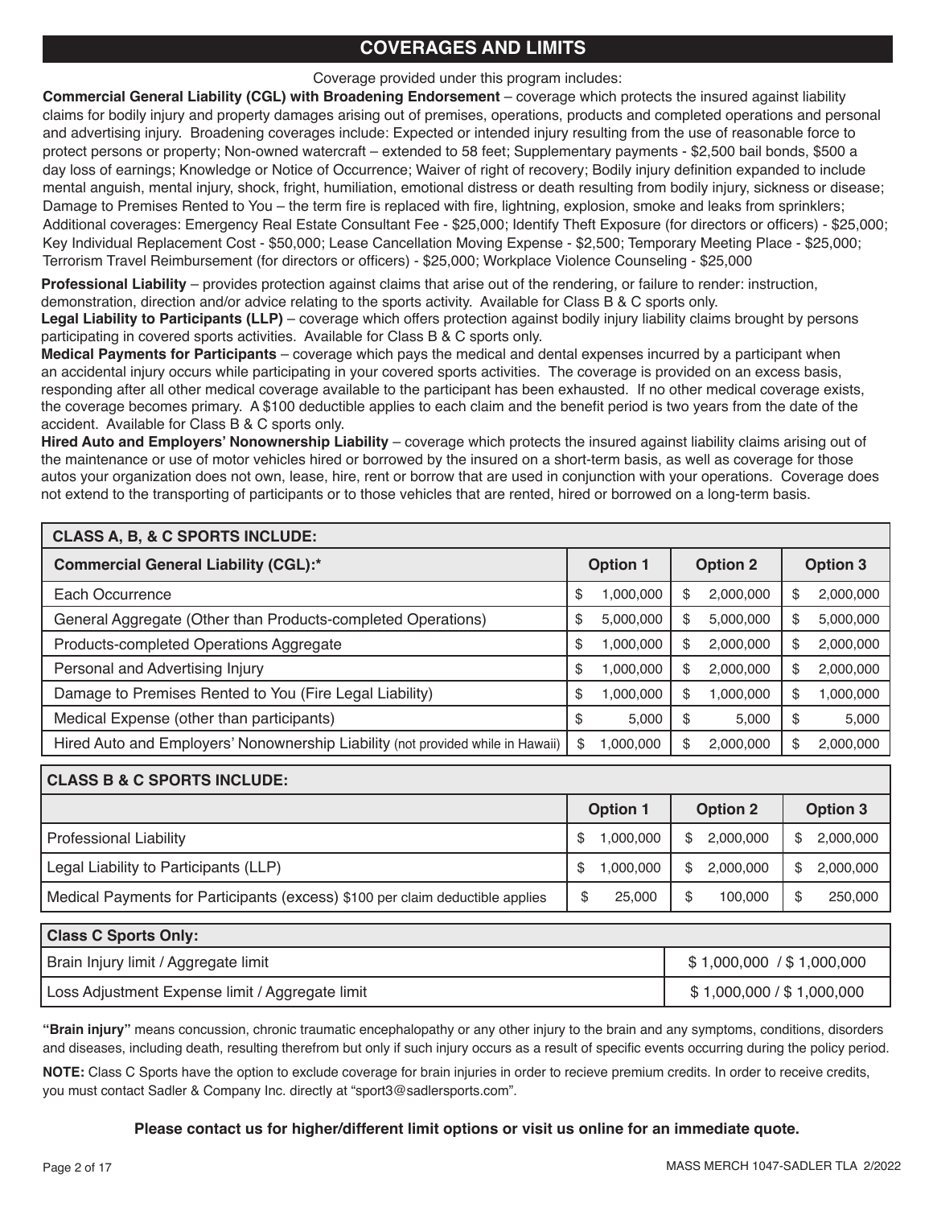## COVERAGES AND LIMITS

Coverage provided under this program includes:

**Commercial General Liability (CGL) with Broadening Endorsement** – coverage which protects the insured against liability claims for bodily injury and property damages arising out of premises, operations, products and completed operations and personal and advertising injury. Broadening coverages include: Expected or intended injury resulting from the use of reasonable force to protect persons or property; Non-owned watercraft – extended to 58 feet; Supplementary payments - $2,500 bail bonds, $500 a day loss of earnings; Knowledge or Notice of Occurrence; Waiver of right of recovery; Bodily injury definition expanded to include mental anguish, mental injury, shock, fright, humiliation, emotional distress or death resulting from bodily injury, sickness or disease; Damage to Premises Rented to You – the term fire is replaced with fire, lightning, explosion, smoke and leaks from sprinklers; Additional coverages: Emergency Real Estate Consultant Fee - $25,000; Identify Theft Exposure (for directors or officers) - $25,000; Key Individual Replacement Cost - $50,000; Lease Cancellation Moving Expense - $2,500; Temporary Meeting Place - $25,000; Terrorism Travel Reimbursement (for directors or officers) - $25,000; Workplace Violence Counseling - $25,000

**Professional Liability** – provides protection against claims that arise out of the rendering, or failure to render: instruction, demonstration, direction and/or advice relating to the sports activity. Available for Class B & C sports only.

**Legal Liability to Participants (LLP)** – coverage which offers protection against bodily injury liability claims brought by persons participating in covered sports activities. Available for Class B & C sports only.

**Medical Payments for Participants** – coverage which pays the medical and dental expenses incurred by a participant when an accidental injury occurs while participating in your covered sports activities. The coverage is provided on an excess basis, responding after all other medical coverage available to the participant has been exhausted. If no other medical coverage exists, the coverage becomes primary. A $100 deductible applies to each claim and the benefit period is two years from the date of the accident. Available for Class B & C sports only.

**Hired Auto and Employers' Nonownership Liability** – coverage which protects the insured against liability claims arising out of the maintenance or use of motor vehicles hired or borrowed by the insured on a short-term basis, as well as coverage for those autos your organization does not own, lease, hire, rent or borrow that are used in conjunction with your operations. Coverage does not extend to the transporting of participants or to those vehicles that are rented, hired or borrowed on a long-term basis.

| CLASS A, B, & C SPORTS INCLUDE: | | | |
|---|---|---|---|
| **Commercial General Liability (CGL):*** | **Option 1** | **Option 2** | **Option 3** |
| Each Occurrence | $ 1,000,000 | $ 2,000,000 | $ 2,000,000 |
| General Aggregate (Other than Products-completed Operations) | $ 5,000,000 | $ 5,000,000 | $ 5,000,000 |
| Products-completed Operations Aggregate | $ 1,000,000 | $ 2,000,000 | $ 2,000,000 |
| Personal and Advertising Injury | $ 1,000,000 | $ 2,000,000 | $ 2,000,000 |
| Damage to Premises Rented to You (Fire Legal Liability) | $ 1,000,000 | $ 1,000,000 | $ 1,000,000 |
| Medical Expense (other than participants) | $ 5,000 | $ 5,000 | $ 5,000 |
| Hired Auto and Employers' Nonownership Liability (not provided while in Hawaii) | $ 1,000,000 | $ 2,000,000 | $ 2,000,000 |

| CLASS B & C SPORTS INCLUDE: | | | |
|---|---|---|---|
| | **Option 1** | **Option 2** | **Option 3** |
| Professional Liability | $ 1,000,000 | $ 2,000,000 | $ 2,000,000 |
| Legal Liability to Participants (LLP) | $ 1,000,000 | $ 2,000,000 | $ 2,000,000 |
| Medical Payments for Participants (excess) $100 per claim deductible applies | $ 25,000 | $ 100,000 | $ 250,000 |

| Class C Sports Only: | |
|---|---|
| Brain Injury limit / Aggregate limit | $ 1,000,000 / $ 1,000,000 |
| Loss Adjustment Expense limit / Aggregate limit | $ 1,000,000 / $ 1,000,000 |

**"Brain injury"** means concussion, chronic traumatic encephalopathy or any other injury to the brain and any symptoms, conditions, disorders and diseases, including death, resulting therefrom but only if such injury occurs as a result of specific events occurring during the policy period.

**NOTE:** Class C Sports have the option to exclude coverage for brain injuries in order to recieve premium credits. In order to receive credits, you must contact Sadler & Company Inc. directly at "sport3@sadlersports.com".

**Please contact us for higher/different limit options or visit us online for an immediate quote.**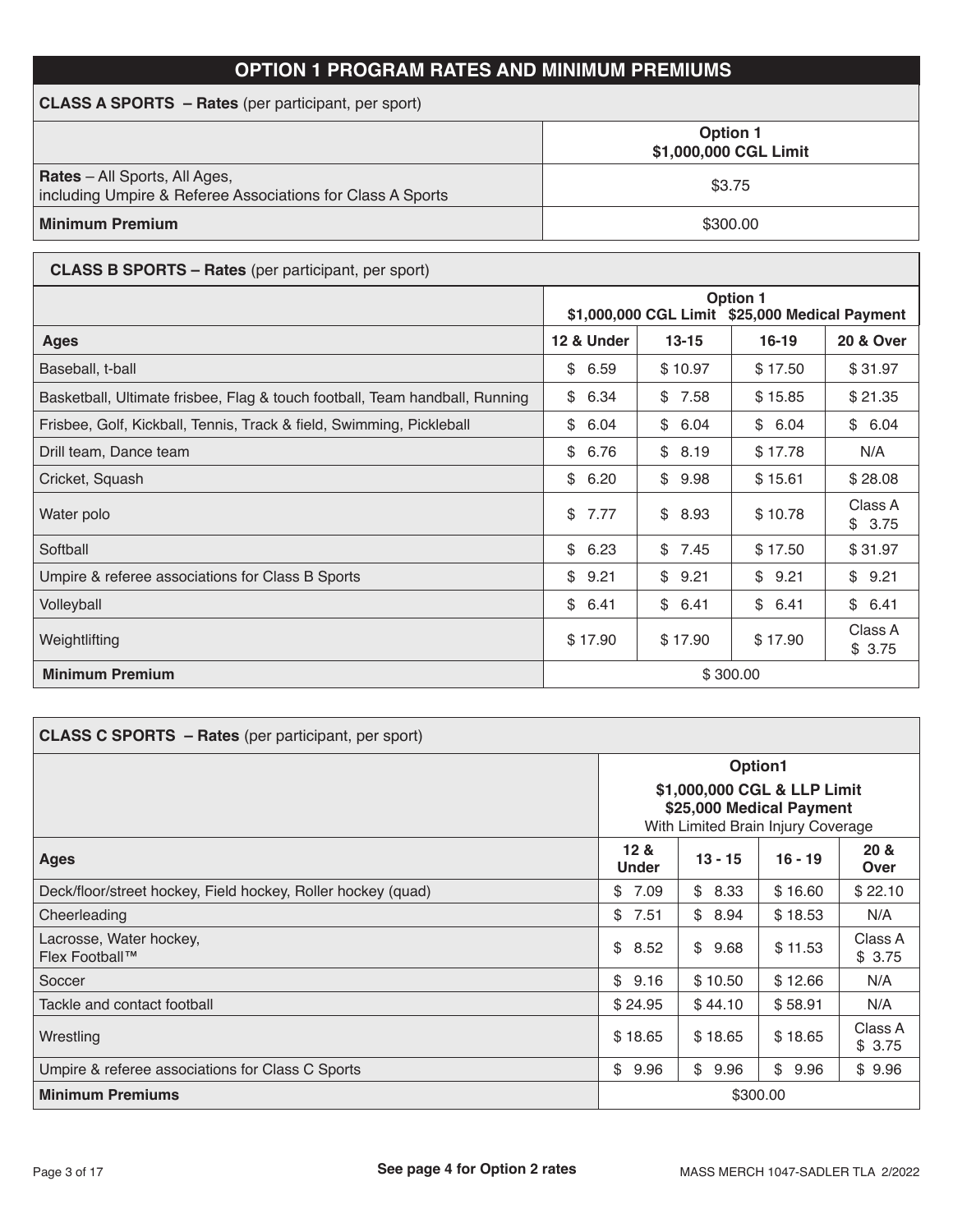# OPTION 1 PROGRAM RATES AND MINIMUM PREMIUMS

**CLASS A SPORTS – Rates** (per participant, per sport)

| | Option 1 $1,000,000 CGL Limit |
|---|---|
| **Rates** – All Sports, All Ages, including Umpire & Referee Associations for Class A Sports | $3.75 |
| **Minimum Premium** | $300.00 |

**CLASS B SPORTS – Rates** (per participant, per sport)

| | Option 1 $1,000,000 CGL Limit $25,000 Medical Payment | | | |
|---|---|---|---|---|
| **Ages** | **12 & Under** | **13-15** | **16-19** | **20 & Over** |
| Baseball, t-ball | $ 6.59 | $ 10.97 | $ 17.50 | $ 31.97 |
| Basketball, Ultimate frisbee, Flag & touch football, Team handball, Running | $ 6.34 | $ 7.58 | $ 15.85 | $ 21.35 |
| Frisbee, Golf, Kickball, Tennis, Track & field, Swimming, Pickleball | $ 6.04 | $ 6.04 | $ 6.04 | $ 6.04 |
| Drill team, Dance team | $ 6.76 | $ 8.19 | $ 17.78 | N/A |
| Cricket, Squash | $ 6.20 | $ 9.98 | $ 15.61 | $ 28.08 |
| Water polo | $ 7.77 | $ 8.93 | $ 10.78 | Class A $ 3.75 |
| Softball | $ 6.23 | $ 7.45 | $ 17.50 | $ 31.97 |
| Umpire & referee associations for Class B Sports | $ 9.21 | $ 9.21 | $ 9.21 | $ 9.21 |
| Volleyball | $ 6.41 | $ 6.41 | $ 6.41 | $ 6.41 |
| Weightlifting | $ 17.90 | $ 17.90 | $ 17.90 | Class A $ 3.75 |
| **Minimum Premium** | $ 300.00 | | | |

**CLASS C SPORTS – Rates** (per participant, per sport)

| | Option1 $1,000,000 CGL & LLP Limit $25,000 Medical Payment With Limited Brain Injury Coverage | | | |
|---|---|---|---|---|
| **Ages** | **12 & Under** | **13 - 15** | **16 - 19** | **20 & Over** |
| Deck/floor/street hockey, Field hockey, Roller hockey (quad) | $ 7.09 | $ 8.33 | $ 16.60 | $ 22.10 |
| Cheerleading | $ 7.51 | $ 8.94 | $ 18.53 | N/A |
| Lacrosse, Water hockey, Flex Football™ | $ 8.52 | $ 9.68 | $ 11.53 | Class A $ 3.75 |
| Soccer | $ 9.16 | $ 10.50 | $ 12.66 | N/A |
| Tackle and contact football | $ 24.95 | $ 44.10 | $ 58.91 | N/A |
| Wrestling | $ 18.65 | $ 18.65 | $ 18.65 | Class A $ 3.75 |
| Umpire & referee associations for Class C Sports | $ 9.96 | $ 9.96 | $ 9.96 | $ 9.96 |
| **Minimum Premiums** | $300.00 | | | |

**See page 4 for Option 2 rates**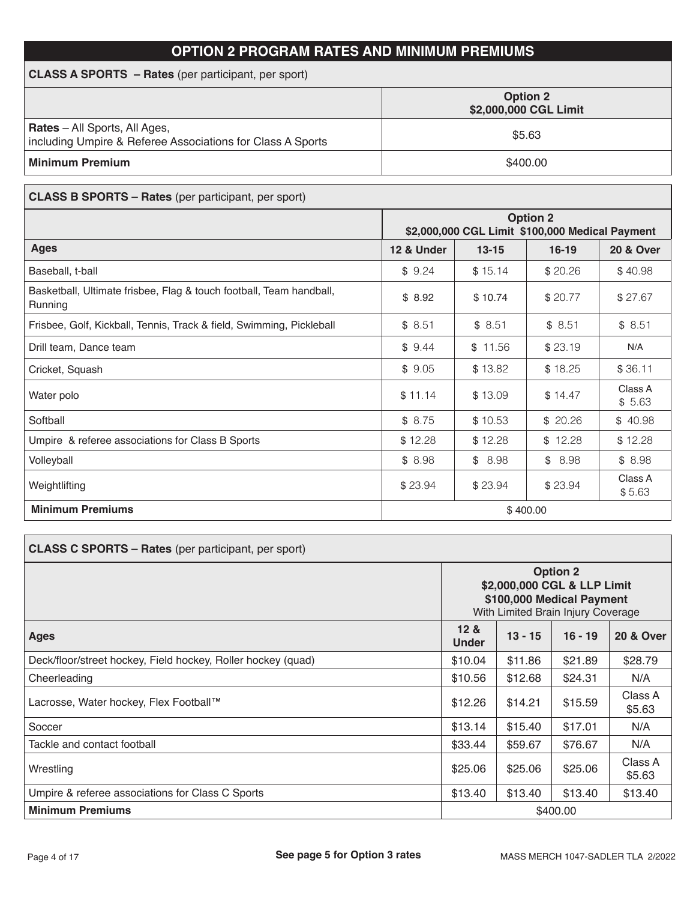# OPTION 2 PROGRAM RATES AND MINIMUM PREMIUMS

**CLASS A SPORTS – Rates** (per participant, per sport)

| | Option 2<br>$2,000,000 CGL Limit |
|---|---|
| **Rates** – All Sports, All Ages, including Umpire & Referee Associations for Class A Sports | $5.63 |
| **Minimum Premium** | $400.00 |

**CLASS B SPORTS – Rates** (per participant, per sport)

| | Option 2<br>$2,000,000 CGL Limit $100,000 Medical Payment | | | |
|---|---|---|---|---|
| **Ages** | **12 & Under** | **13-15** | **16-19** | **20 & Over** |
| Baseball, t-ball | $ 9.24 | $ 15.14 | $ 20.26 | $ 40.98 |
| Basketball, Ultimate frisbee, Flag & touch football, Team handball, Running | $ 8.92 | $ 10.74 | $ 20.77 | $ 27.67 |
| Frisbee, Golf, Kickball, Tennis, Track & field, Swimming, Pickleball | $ 8.51 | $ 8.51 | $ 8.51 | $ 8.51 |
| Drill team, Dance team | $ 9.44 | $ 11.56 | $ 23.19 | N/A |
| Cricket, Squash | $ 9.05 | $ 13.82 | $ 18.25 | $ 36.11 |
| Water polo | $ 11.14 | $ 13.09 | $ 14.47 | Class A $ 5.63 |
| Softball | $ 8.75 | $ 10.53 | $ 20.26 | $ 40.98 |
| Umpire & referee associations for Class B Sports | $ 12.28 | $ 12.28 | $ 12.28 | $ 12.28 |
| Volleyball | $ 8.98 | $ 8.98 | $ 8.98 | $ 8.98 |
| Weightlifting | $ 23.94 | $ 23.94 | $ 23.94 | Class A $ 5.63 |
| **Minimum Premiums** | $ 400.00 | | | |

**CLASS C SPORTS – Rates** (per participant, per sport)

| | Option 2<br>$2,000,000 CGL & LLP Limit<br>$100,000 Medical Payment<br>With Limited Brain Injury Coverage | | | |
|---|---|---|---|---|
| **Ages** | **12 & Under** | **13 - 15** | **16 - 19** | **20 & Over** |
| Deck/floor/street hockey, Field hockey, Roller hockey (quad) | $10.04 | $11.86 | $21.89 | $28.79 |
| Cheerleading | $10.56 | $12.68 | $24.31 | N/A |
| Lacrosse, Water hockey, Flex Football™ | $12.26 | $14.21 | $15.59 | Class A $5.63 |
| Soccer | $13.14 | $15.40 | $17.01 | N/A |
| Tackle and contact football | $33.44 | $59.67 | $76.67 | N/A |
| Wrestling | $25.06 | $25.06 | $25.06 | Class A $5.63 |
| Umpire & referee associations for Class C Sports | $13.40 | $13.40 | $13.40 | $13.40 |
| **Minimum Premiums** | $400.00 | | | |

**See page 5 for Option 3 rates**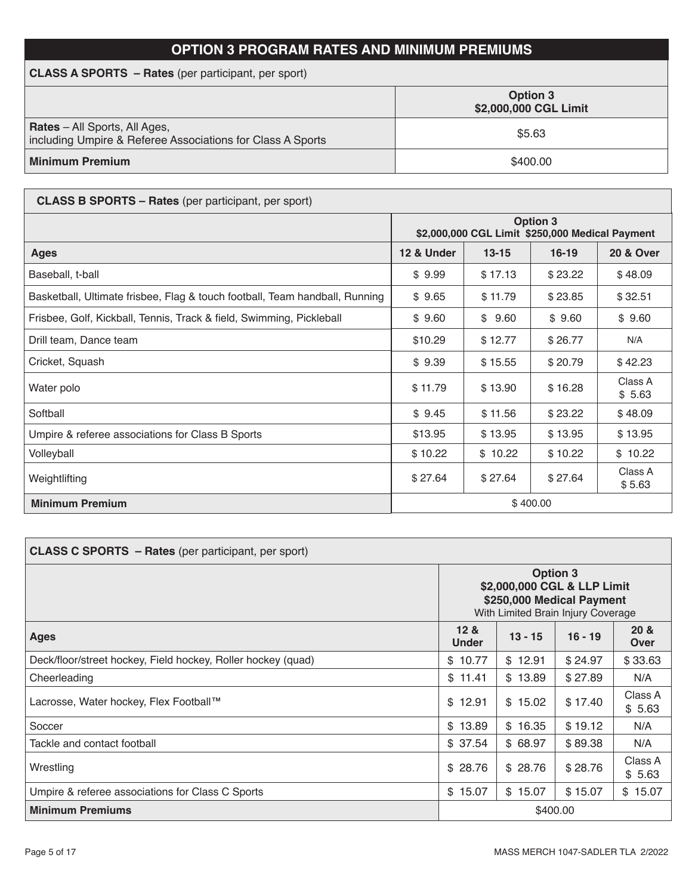# OPTION 3 PROGRAM RATES AND MINIMUM PREMIUMS

**CLASS A SPORTS – Rates** (per participant, per sport)

| | Option 3<br>$2,000,000 CGL Limit |
|---|---|
| **Rates** – All Sports, All Ages, including Umpire & Referee Associations for Class A Sports | $5.63 |
| **Minimum Premium** | $400.00 |

**CLASS B SPORTS – Rates** (per participant, per sport)

| | Option 3<br>$2,000,000 CGL Limit $250,000 Medical Payment | | | |
|---|---|---|---|---|
| **Ages** | **12 & Under** | **13-15** | **16-19** | **20 & Over** |
| Baseball, t-ball | $ 9.99 | $ 17.13 | $ 23.22 | $ 48.09 |
| Basketball, Ultimate frisbee, Flag & touch football, Team handball, Running | $ 9.65 | $ 11.79 | $ 23.85 | $ 32.51 |
| Frisbee, Golf, Kickball, Tennis, Track & field, Swimming, Pickleball | $ 9.60 | $ 9.60 | $ 9.60 | $ 9.60 |
| Drill team, Dance team | $10.29 | $ 12.77 | $ 26.77 | N/A |
| Cricket, Squash | $ 9.39 | $ 15.55 | $ 20.79 | $ 42.23 |
| Water polo | $ 11.79 | $ 13.90 | $ 16.28 | Class A $ 5.63 |
| Softball | $ 9.45 | $ 11.56 | $ 23.22 | $ 48.09 |
| Umpire & referee associations for Class B Sports | $13.95 | $ 13.95 | $ 13.95 | $ 13.95 |
| Volleyball | $ 10.22 | $ 10.22 | $ 10.22 | $ 10.22 |
| Weightlifting | $ 27.64 | $ 27.64 | $ 27.64 | Class A $ 5.63 |
| **Minimum Premium** | $ 400.00 | | | |

**CLASS C SPORTS – Rates** (per participant, per sport)

| | Option 3<br>$2,000,000 CGL & LLP Limit<br>$250,000 Medical Payment<br>With Limited Brain Injury Coverage | | | |
|---|---|---|---|---|
| **Ages** | **12 & Under** | **13 - 15** | **16 - 19** | **20 & Over** |
| Deck/floor/street hockey, Field hockey, Roller hockey (quad) | $ 10.77 | $ 12.91 | $ 24.97 | $ 33.63 |
| Cheerleading | $ 11.41 | $ 13.89 | $ 27.89 | N/A |
| Lacrosse, Water hockey, Flex Football™ | $ 12.91 | $ 15.02 | $ 17.40 | Class A $ 5.63 |
| Soccer | $ 13.89 | $ 16.35 | $ 19.12 | N/A |
| Tackle and contact football | $ 37.54 | $ 68.97 | $ 89.38 | N/A |
| Wrestling | $ 28.76 | $ 28.76 | $ 28.76 | Class A $ 5.63 |
| Umpire & referee associations for Class C Sports | $ 15.07 | $ 15.07 | $ 15.07 | $ 15.07 |
| **Minimum Premiums** | $400.00 | | | |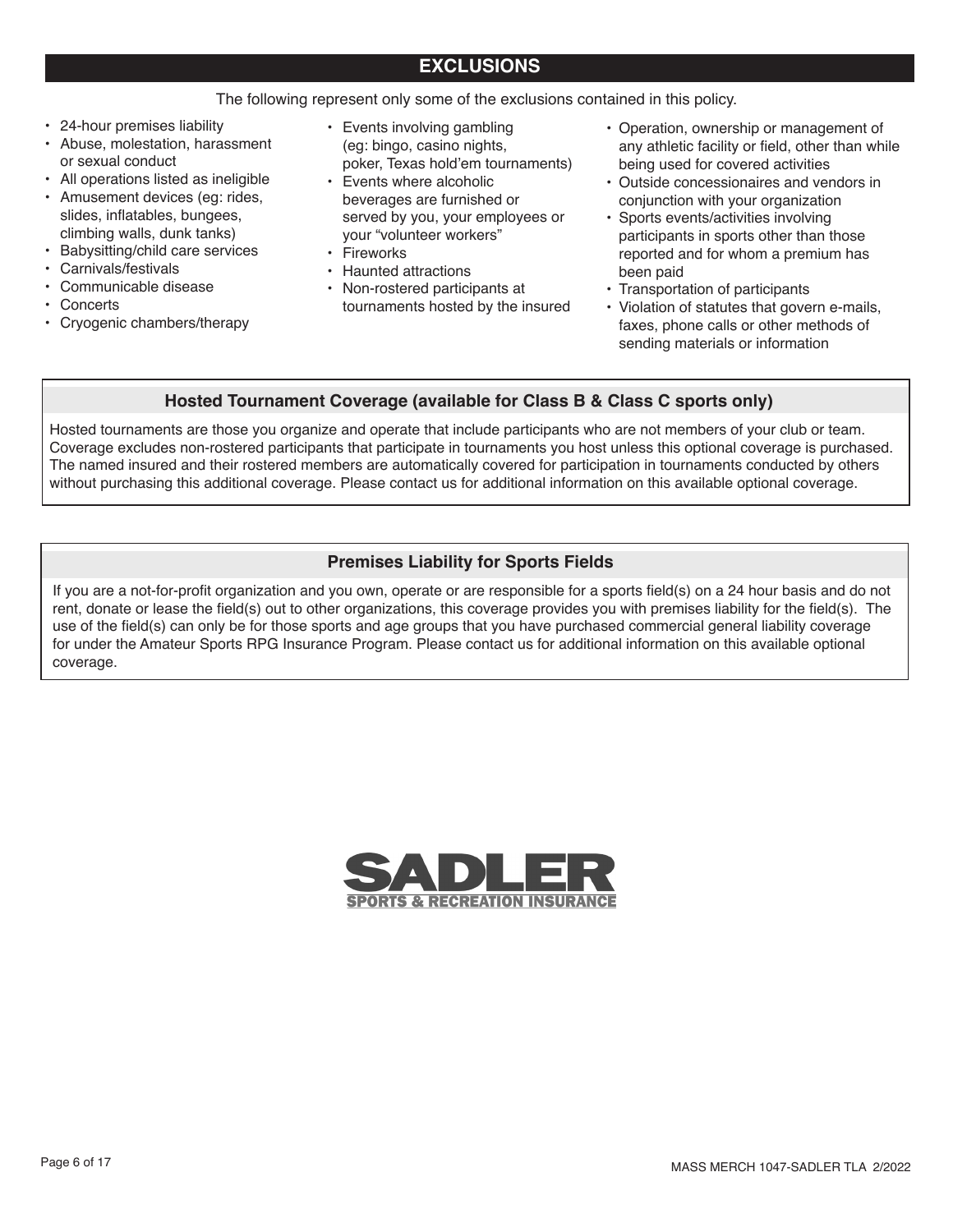## EXCLUSIONS

The following represent only some of the exclusions contained in this policy.

- 24-hour premises liability
- Abuse, molestation, harassment or sexual conduct
- All operations listed as ineligible
- Amusement devices (eg: rides, slides, inflatables, bungees, climbing walls, dunk tanks)
- Babysitting/child care services
- Carnivals/festivals
- Communicable disease
- Concerts
- Cryogenic chambers/therapy
- Events involving gambling (eg: bingo, casino nights, poker, Texas hold'em tournaments)
- Events where alcoholic beverages are furnished or served by you, your employees or your "volunteer workers"
- Fireworks
- Haunted attractions
- Non-rostered participants at tournaments hosted by the insured
- Operation, ownership or management of any athletic facility or field, other than while being used for covered activities
- Outside concessionaires and vendors in conjunction with your organization
- Sports events/activities involving participants in sports other than those reported and for whom a premium has been paid
- Transportation of participants
- Violation of statutes that govern e-mails, faxes, phone calls or other methods of sending materials or information

### Hosted Tournament Coverage (available for Class B & Class C sports only)

Hosted tournaments are those you organize and operate that include participants who are not members of your club or team. Coverage excludes non-rostered participants that participate in tournaments you host unless this optional coverage is purchased. The named insured and their rostered members are automatically covered for participation in tournaments conducted by others without purchasing this additional coverage. Please contact us for additional information on this available optional coverage.

### Premises Liability for Sports Fields

If you are a not-for-profit organization and you own, operate or are responsible for a sports field(s) on a 24 hour basis and do not rent, donate or lease the field(s) out to other organizations, this coverage provides you with premises liability for the field(s). The use of the field(s) can only be for those sports and age groups that you have purchased commercial general liability coverage for under the Amateur Sports RPG Insurance Program. Please contact us for additional information on this available optional coverage.

**SADLER**
SPORTS & RECREATION INSURANCE

MASS MERCH 1047-SADLER TLA 2/2022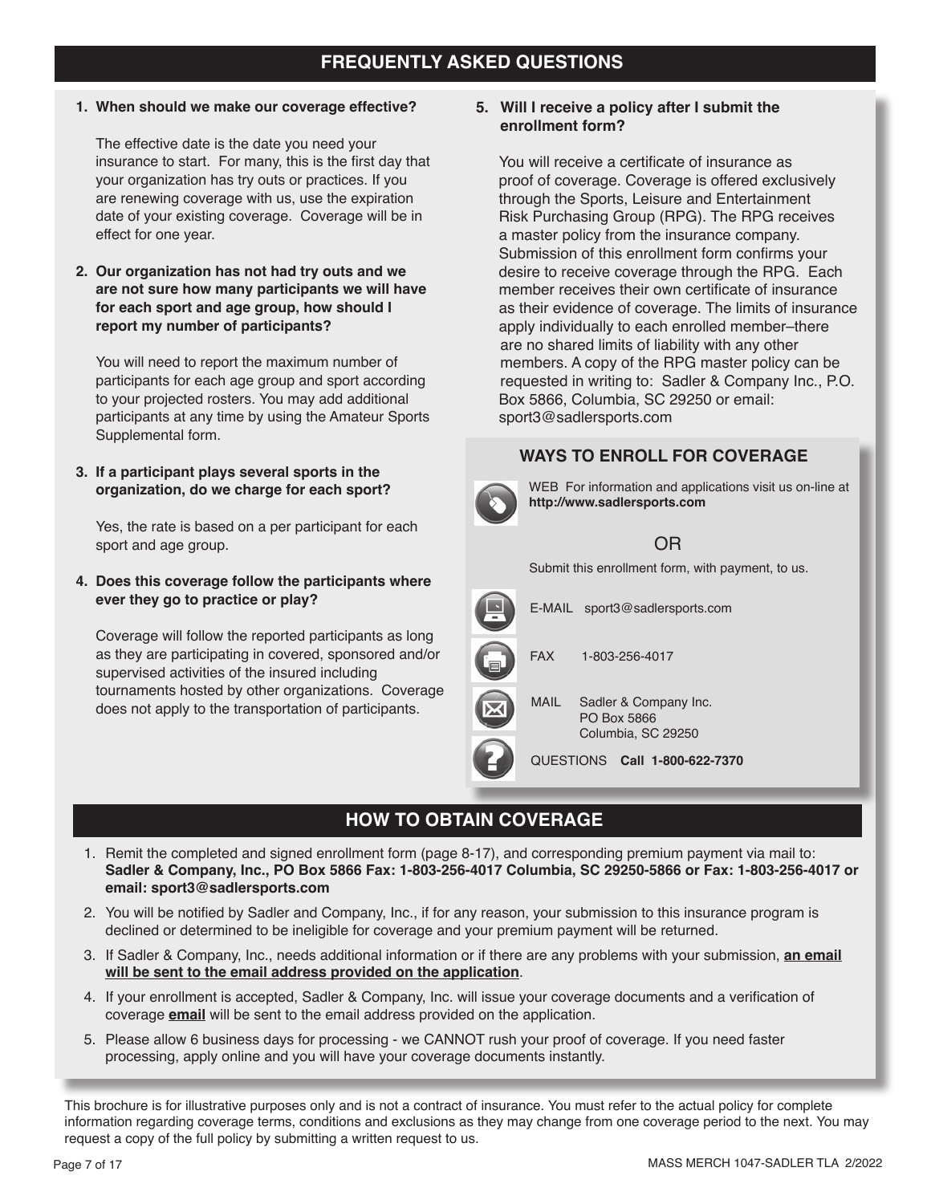## FREQUENTLY ASKED QUESTIONS

**1. When should we make our coverage effective?**

The effective date is the date you need your insurance to start. For many, this is the first day that your organization has try outs or practices. If you are renewing coverage with us, use the expiration date of your existing coverage. Coverage will be in effect for one year.

**2. Our organization has not had try outs and we are not sure how many participants we will have for each sport and age group, how should I report my number of participants?**

You will need to report the maximum number of participants for each age group and sport according to your projected rosters. You may add additional participants at any time by using the Amateur Sports Supplemental form.

**3. If a participant plays several sports in the organization, do we charge for each sport?**

Yes, the rate is based on a per participant for each sport and age group.

**4. Does this coverage follow the participants where ever they go to practice or play?**

Coverage will follow the reported participants as long as they are participating in covered, sponsored and/or supervised activities of the insured including tournaments hosted by other organizations. Coverage does not apply to the transportation of participants.

**5. Will I receive a policy after I submit the enrollment form?**

You will receive a certificate of insurance as proof of coverage. Coverage is offered exclusively through the Sports, Leisure and Entertainment Risk Purchasing Group (RPG). The RPG receives a master policy from the insurance company. Submission of this enrollment form confirms your desire to receive coverage through the RPG. Each member receives their own certificate of insurance as their evidence of coverage. The limits of insurance apply individually to each enrolled member–there are no shared limits of liability with any other members. A copy of the RPG master policy can be requested in writing to: Sadler & Company Inc., P.O. Box 5866, Columbia, SC 29250 or email: sport3@sadlersports.com

### WAYS TO ENROLL FOR COVERAGE

WEB For information and applications visit us on-line at **http://www.sadlersports.com**

OR

Submit this enrollment form, with payment, to us.

E-MAIL sport3@sadlersports.com

FAX 1-803-256-4017

MAIL Sadler & Company Inc.
PO Box 5866
Columbia, SC 29250

QUESTIONS **Call 1-800-622-7370**

## HOW TO OBTAIN COVERAGE

1. Remit the completed and signed enrollment form (page 8-17), and corresponding premium payment via mail to: **Sadler & Company, Inc., PO Box 5866 Fax: 1-803-256-4017 Columbia, SC 29250-5866 or Fax: 1-803-256-4017 or email: sport3@sadlersports.com**
2. You will be notified by Sadler and Company, Inc., if for any reason, your submission to this insurance program is declined or determined to be ineligible for coverage and your premium payment will be returned.
3. If Sadler & Company, Inc., needs additional information or if there are any problems with your submission, **an email will be sent to the email address provided on the application**.
4. If your enrollment is accepted, Sadler & Company, Inc. will issue your coverage documents and a verification of coverage **email** will be sent to the email address provided on the application.
5. Please allow 6 business days for processing - we CANNOT rush your proof of coverage. If you need faster processing, apply online and you will have your coverage documents instantly.

This brochure is for illustrative purposes only and is not a contract of insurance. You must refer to the actual policy for complete information regarding coverage terms, conditions and exclusions as they may change from one coverage period to the next. You may request a copy of the full policy by submitting a written request to us.

MASS MERCH 1047-SADLER TLA 2/2022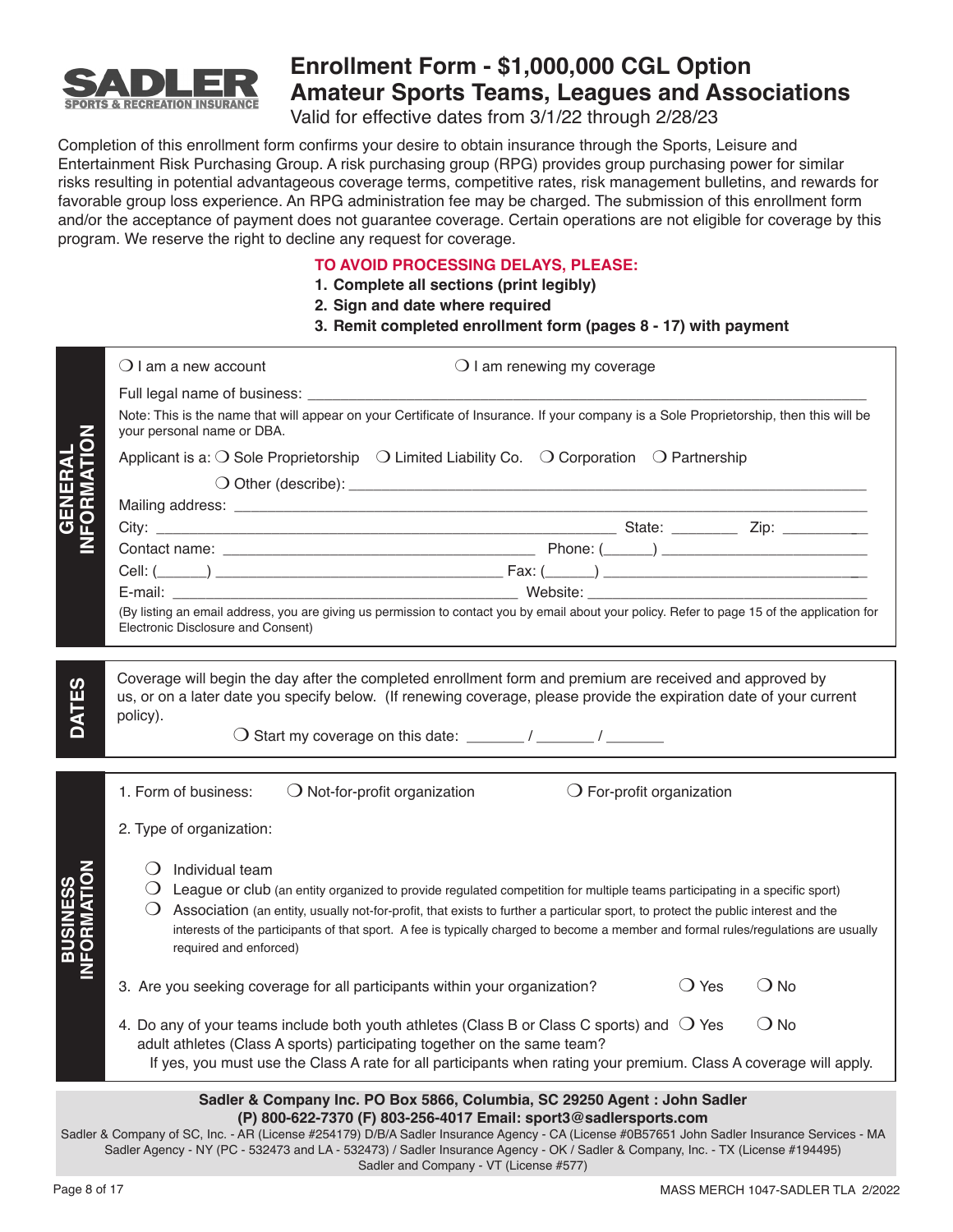**SADLER**
SPORTS & RECREATION INSURANCE

# Enrollment Form - $1,000,000 CGL Option
# Amateur Sports Teams, Leagues and Associations

Valid for effective dates from 3/1/22 through 2/28/23

Completion of this enrollment form confirms your desire to obtain insurance through the Sports, Leisure and Entertainment Risk Purchasing Group. A risk purchasing group (RPG) provides group purchasing power for similar risks resulting in potential advantageous coverage terms, competitive rates, risk management bulletins, and rewards for favorable group loss experience. An RPG administration fee may be charged. The submission of this enrollment form and/or the acceptance of payment does not guarantee coverage. Certain operations are not eligible for coverage by this program. We reserve the right to decline any request for coverage.

**TO AVOID PROCESSING DELAYS, PLEASE:**

1. **Complete all sections (print legibly)**
2. **Sign and date where required**
3. **Remit completed enrollment form (pages 8 - 17) with payment**

## GENERAL INFORMATION

❍ I am a new account ❍ I am renewing my coverage

Full legal name of business: ____________________________________________

Note: This is the name that will appear on your Certificate of Insurance. If your company is a Sole Proprietorship, then this will be your personal name or DBA.

Applicant is a: ❍ Sole Proprietorship ❍ Limited Liability Co. ❍ Corporation ❍ Partnership

❍ Other (describe): ____________________________________________

Mailing address: ____________________________________________

City: ______________________ State: ________ Zip: __________

Contact name: ______________________ Phone: (______) ______________________

Cell: (______) ______________________ Fax: (______) ______________________

E-mail: ______________________ Website: ______________________

(By listing an email address, you are giving us permission to contact you by email about your policy. Refer to page 15 of the application for Electronic Disclosure and Consent)

## DATES

Coverage will begin the day after the completed enrollment form and premium are received and approved by us, or on a later date you specify below. (If renewing coverage, please provide the expiration date of your current policy).

❍ Start my coverage on this date: _______ / _______ / _______

## BUSINESS INFORMATION

1. Form of business: ❍ Not-for-profit organization ❍ For-profit organization

2. Type of organization:

   ❍ Individual team
   ❍ League or club (an entity organized to provide regulated competition for multiple teams participating in a specific sport)
   ❍ Association (an entity, usually not-for-profit, that exists to further a particular sport, to protect the public interest and the interests of the participants of that sport. A fee is typically charged to become a member and formal rules/regulations are usually required and enforced)

3. Are you seeking coverage for all participants within your organization? ❍ Yes ❍ No

4. Do any of your teams include both youth athletes (Class B or Class C sports) and adult athletes (Class A sports) participating together on the same team? ❍ Yes ❍ No
   If yes, you must use the Class A rate for all participants when rating your premium. Class A coverage will apply.

**Sadler & Company Inc. PO Box 5866, Columbia, SC 29250 Agent : John Sadler**
**(P) 800-622-7370 (F) 803-256-4017 Email: sport3@sadlersports.com**

Sadler & Company of SC, Inc. - AR (License #254179) D/B/A Sadler Insurance Agency - CA (License #0B57651 John Sadler Insurance Services - MA Sadler Agency - NY (PC - 532473 and LA - 532473) / Sadler Insurance Agency - OK / Sadler & Company, Inc. - TX (License #194495) Sadler and Company - VT (License #577)

MASS MERCH 1047-SADLER TLA 2/2022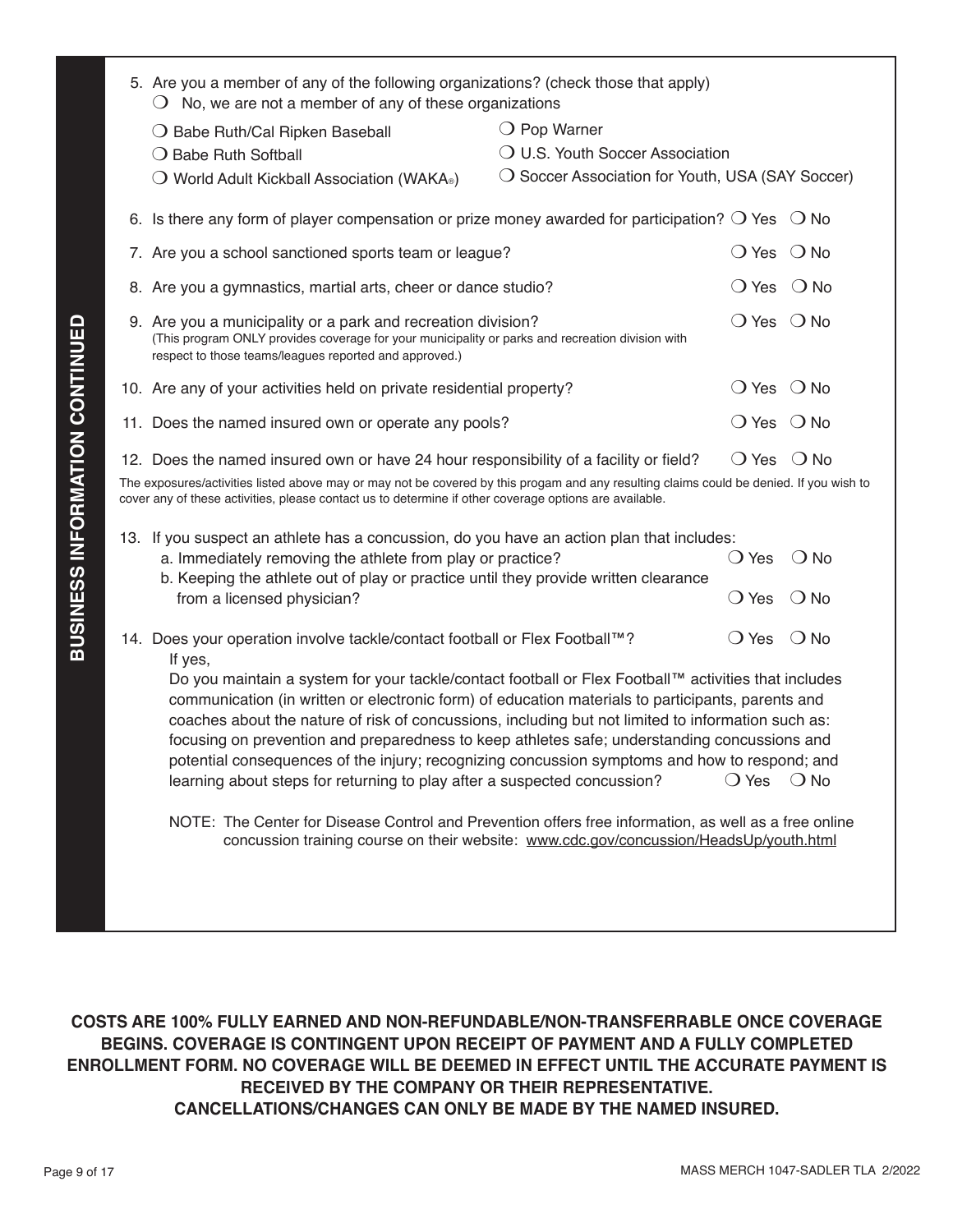## BUSINESS INFORMATION CONTINUED

5. Are you a member of any of the following organizations? (check those that apply)
   - ❍ No, we are not a member of any of these organizations
   - ❍ Babe Ruth/Cal Ripken Baseball
   - ❍ Babe Ruth Softball
   - ❍ World Adult Kickball Association (WAKA®)
   - ❍ Pop Warner
   - ❍ U.S. Youth Soccer Association
   - ❍ Soccer Association for Youth, USA (SAY Soccer)

6. Is there any form of player compensation or prize money awarded for participation? ❍ Yes ❍ No

7. Are you a school sanctioned sports team or league? ❍ Yes ❍ No

8. Are you a gymnastics, martial arts, cheer or dance studio? ❍ Yes ❍ No

9. Are you a municipality or a park and recreation division? ❍ Yes ❍ No
   (This program ONLY provides coverage for your municipality or parks and recreation division with respect to those teams/leagues reported and approved.)

10. Are any of your activities held on private residential property? ❍ Yes ❍ No

11. Does the named insured own or operate any pools? ❍ Yes ❍ No

12. Does the named insured own or have 24 hour responsibility of a facility or field? ❍ Yes ❍ No

The exposures/activities listed above may or may not be covered by this progam and any resulting claims could be denied. If you wish to cover any of these activities, please contact us to determine if other coverage options are available.

13. If you suspect an athlete has a concussion, do you have an action plan that includes:
    a. Immediately removing the athlete from play or practice? ❍ Yes ❍ No
    b. Keeping the athlete out of play or practice until they provide written clearance from a licensed physician? ❍ Yes ❍ No

14. Does your operation involve tackle/contact football or Flex Football™? ❍ Yes ❍ No

    If yes,

    Do you maintain a system for your tackle/contact football or Flex Football™ activities that includes communication (in written or electronic form) of education materials to participants, parents and coaches about the nature of risk of concussions, including but not limited to information such as: focusing on prevention and preparedness to keep athletes safe; understanding concussions and potential consequences of the injury; recognizing concussion symptoms and how to respond; and learning about steps for returning to play after a suspected concussion? ❍ Yes ❍ No

    NOTE: The Center for Disease Control and Prevention offers free information, as well as a free online concussion training course on their website: www.cdc.gov/concussion/HeadsUp/youth.html

**COSTS ARE 100% FULLY EARNED AND NON-REFUNDABLE/NON-TRANSFERRABLE ONCE COVERAGE BEGINS. COVERAGE IS CONTINGENT UPON RECEIPT OF PAYMENT AND A FULLY COMPLETED ENROLLMENT FORM. NO COVERAGE WILL BE DEEMED IN EFFECT UNTIL THE ACCURATE PAYMENT IS RECEIVED BY THE COMPANY OR THEIR REPRESENTATIVE. CANCELLATIONS/CHANGES CAN ONLY BE MADE BY THE NAMED INSURED.**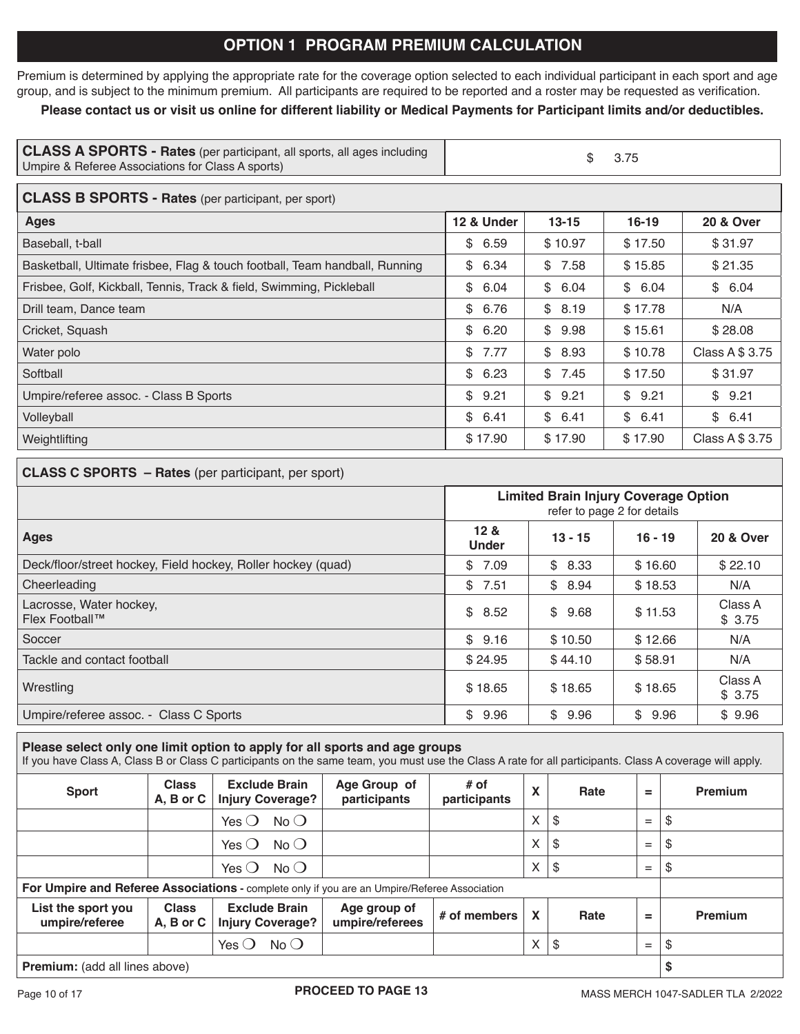## OPTION 1 PROGRAM PREMIUM CALCULATION

Premium is determined by applying the appropriate rate for the coverage option selected to each individual participant in each sport and age group, and is subject to the minimum premium. All participants are required to be reported and a roster may be requested as verification.

**Please contact us or visit us online for different liability or Medical Payments for Participant limits and/or deductibles.**

| **CLASS A SPORTS - Rates** (per participant, all sports, all ages including Umpire & Referee Associations for Class A sports) | $ 3.75 |
|---|---|

| **CLASS B SPORTS - Rates** (per participant, per sport) | | | | |
|---|---|---|---|---|
| **Ages** | **12 & Under** | **13-15** | **16-19** | **20 & Over** |
| Baseball, t-ball | $ 6.59 | $ 10.97 | $ 17.50 | $ 31.97 |
| Basketball, Ultimate frisbee, Flag & touch football, Team handball, Running | $ 6.34 | $ 7.58 | $ 15.85 | $ 21.35 |
| Frisbee, Golf, Kickball, Tennis, Track & field, Swimming, Pickleball | $ 6.04 | $ 6.04 | $ 6.04 | $ 6.04 |
| Drill team, Dance team | $ 6.76 | $ 8.19 | $ 17.78 | N/A |
| Cricket, Squash | $ 6.20 | $ 9.98 | $ 15.61 | $ 28.08 |
| Water polo | $ 7.77 | $ 8.93 | $ 10.78 | Class A $ 3.75 |
| Softball | $ 6.23 | $ 7.45 | $ 17.50 | $ 31.97 |
| Umpire/referee assoc. - Class B Sports | $ 9.21 | $ 9.21 | $ 9.21 | $ 9.21 |
| Volleyball | $ 6.41 | $ 6.41 | $ 6.41 | $ 6.41 |
| Weightlifting | $ 17.90 | $ 17.90 | $ 17.90 | Class A $ 3.75 |

| **CLASS C SPORTS – Rates** (per participant, per sport) | | | | |
|---|---|---|---|---|
| | **Limited Brain Injury Coverage Option** refer to page 2 for details | | | |
| **Ages** | **12 & Under** | **13 - 15** | **16 - 19** | **20 & Over** |
| Deck/floor/street hockey, Field hockey, Roller hockey (quad) | $ 7.09 | $ 8.33 | $ 16.60 | $ 22.10 |
| Cheerleading | $ 7.51 | $ 8.94 | $ 18.53 | N/A |
| Lacrosse, Water hockey, Flex Football™ | $ 8.52 | $ 9.68 | $ 11.53 | Class A $ 3.75 |
| Soccer | $ 9.16 | $ 10.50 | $ 12.66 | N/A |
| Tackle and contact football | $ 24.95 | $ 44.10 | $ 58.91 | N/A |
| Wrestling | $ 18.65 | $ 18.65 | $ 18.65 | Class A $ 3.75 |
| Umpire/referee assoc. - Class C Sports | $ 9.96 | $ 9.96 | $ 9.96 | $ 9.96 |

**Please select only one limit option to apply for all sports and age groups**
If you have Class A, Class B or Class C participants on the same team, you must use the Class A rate for all participants. Class A coverage will apply.

| Sport | Class A, B or C | Exclude Brain Injury Coverage? | Age Group of participants | # of participants | X | Rate | = | Premium |
|---|---|---|---|---|---|---|---|---|
| | | Yes ❍ No ❍ | | | X | $ | = | $ |
| | | Yes ❍ No ❍ | | | X | $ | = | $ |
| | | Yes ❍ No ❍ | | | X | $ | = | $ |
| **For Umpire and Referee Associations -** complete only if you are an Umpire/Referee Association | | | | | | | | |
| **List the sport you umpire/referee** | **Class A, B or C** | **Exclude Brain Injury Coverage?** | **Age group of umpire/referees** | **# of members** | **X** | **Rate** | **=** | **Premium** |
| | | Yes ❍ No ❍ | | | X | $ | = | $ |
| **Premium:** (add all lines above) | | | | | | | | **$** |

**PROCEED TO PAGE 13**

MASS MERCH 1047-SADLER TLA 2/2022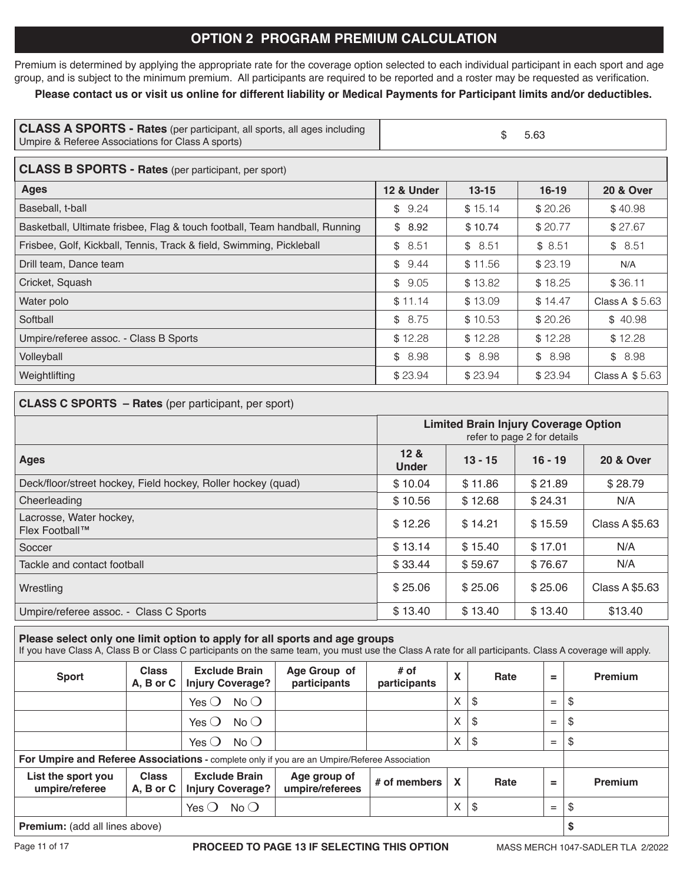# OPTION 2 PROGRAM PREMIUM CALCULATION

Premium is determined by applying the appropriate rate for the coverage option selected to each individual participant in each sport and age group, and is subject to the minimum premium. All participants are required to be reported and a roster may be requested as verification.

**Please contact us or visit us online for different liability or Medical Payments for Participant limits and/or deductibles.**

| **CLASS A SPORTS - Rates** (per participant, all sports, all ages including Umpire & Referee Associations for Class A sports) | $ 5.63 |
|---|---|

**CLASS B SPORTS - Rates** (per participant, per sport)

| Ages | 12 & Under | 13-15 | 16-19 | 20 & Over |
|---|---|---|---|---|
| Baseball, t-ball | $ 9.24 | $ 15.14 | $ 20.26 | $ 40.98 |
| Basketball, Ultimate frisbee, Flag & touch football, Team handball, Running | $ 8.92 | $ 10.74 | $ 20.77 | $ 27.67 |
| Frisbee, Golf, Kickball, Tennis, Track & field, Swimming, Pickleball | $ 8.51 | $ 8.51 | $ 8.51 | $ 8.51 |
| Drill team, Dance team | $ 9.44 | $ 11.56 | $ 23.19 | N/A |
| Cricket, Squash | $ 9.05 | $ 13.82 | $ 18.25 | $ 36.11 |
| Water polo | $ 11.14 | $ 13.09 | $ 14.47 | Class A $ 5.63 |
| Softball | $ 8.75 | $ 10.53 | $ 20.26 | $ 40.98 |
| Umpire/referee assoc. - Class B Sports | $ 12.28 | $ 12.28 | $ 12.28 | $ 12.28 |
| Volleyball | $ 8.98 | $ 8.98 | $ 8.98 | $ 8.98 |
| Weightlifting | $ 23.94 | $ 23.94 | $ 23.94 | Class A $ 5.63 |

**CLASS C SPORTS – Rates** (per participant, per sport)

| | **Limited Brain Injury Coverage Option** refer to page 2 for details | | | |
|---|---|---|---|---|
| Ages | 12 & Under | 13 - 15 | 16 - 19 | 20 & Over |
| Deck/floor/street hockey, Field hockey, Roller hockey (quad) | $ 10.04 | $ 11.86 | $ 21.89 | $ 28.79 |
| Cheerleading | $ 10.56 | $ 12.68 | $ 24.31 | N/A |
| Lacrosse, Water hockey, Flex Football™ | $ 12.26 | $ 14.21 | $ 15.59 | Class A $5.63 |
| Soccer | $ 13.14 | $ 15.40 | $ 17.01 | N/A |
| Tackle and contact football | $ 33.44 | $ 59.67 | $ 76.67 | N/A |
| Wrestling | $ 25.06 | $ 25.06 | $ 25.06 | Class A $5.63 |
| Umpire/referee assoc. - Class C Sports | $ 13.40 | $ 13.40 | $ 13.40 | $13.40 |

**Please select only one limit option to apply for all sports and age groups**
If you have Class A, Class B or Class C participants on the same team, you must use the Class A rate for all participants. Class A coverage will apply.

| Sport | Class A, B or C | Exclude Brain Injury Coverage? | Age Group of participants | # of participants | X | Rate | = | Premium |
|---|---|---|---|---|---|---|---|---|
| | | Yes ❍ No ❍ | | | X | $ | = | $ |
| | | Yes ❍ No ❍ | | | X | $ | = | $ |
| | | Yes ❍ No ❍ | | | X | $ | = | $ |
| **For Umpire and Referee Associations** - complete only if you are an Umpire/Referee Association | | | | | | | | |
| **List the sport you umpire/referee** | **Class A, B or C** | **Exclude Brain Injury Coverage?** | **Age group of umpire/referees** | **# of members** | **X** | **Rate** | **=** | **Premium** |
| | | Yes ❍ No ❍ | | | X | $ | = | $ |
| **Premium:** (add all lines above) | | | | | | | | **$** |

**PROCEED TO PAGE 13 IF SELECTING THIS OPTION**

MASS MERCH 1047-SADLER TLA 2/2022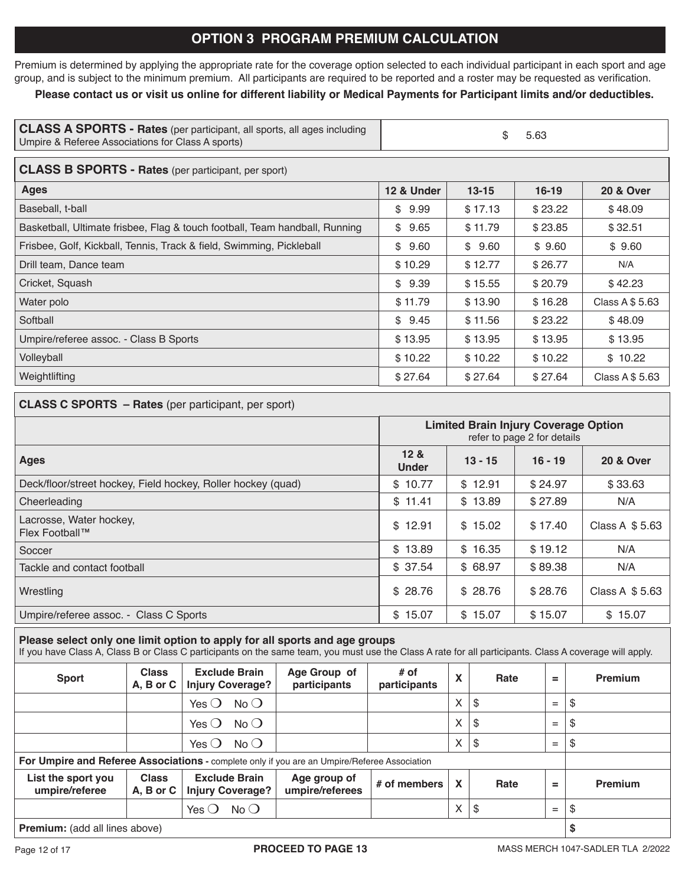# OPTION 3 PROGRAM PREMIUM CALCULATION

Premium is determined by applying the appropriate rate for the coverage option selected to each individual participant in each sport and age group, and is subject to the minimum premium. All participants are required to be reported and a roster may be requested as verification.

**Please contact us or visit us online for different liability or Medical Payments for Participant limits and/or deductibles.**

| **CLASS A SPORTS - Rates** (per participant, all sports, all ages including Umpire & Referee Associations for Class A sports) | $ 5.63 |
|---|---|

| **CLASS B SPORTS - Rates** (per participant, per sport) | | | | |
|---|---|---|---|---|
| **Ages** | **12 & Under** | **13-15** | **16-19** | **20 & Over** |
| Baseball, t-ball | $ 9.99 | $ 17.13 | $ 23.22 | $ 48.09 |
| Basketball, Ultimate frisbee, Flag & touch football, Team handball, Running | $ 9.65 | $ 11.79 | $ 23.85 | $ 32.51 |
| Frisbee, Golf, Kickball, Tennis, Track & field, Swimming, Pickleball | $ 9.60 | $ 9.60 | $ 9.60 | $ 9.60 |
| Drill team, Dance team | $ 10.29 | $ 12.77 | $ 26.77 | N/A |
| Cricket, Squash | $ 9.39 | $ 15.55 | $ 20.79 | $ 42.23 |
| Water polo | $ 11.79 | $ 13.90 | $ 16.28 | Class A $ 5.63 |
| Softball | $ 9.45 | $ 11.56 | $ 23.22 | $ 48.09 |
| Umpire/referee assoc. - Class B Sports | $ 13.95 | $ 13.95 | $ 13.95 | $ 13.95 |
| Volleyball | $ 10.22 | $ 10.22 | $ 10.22 | $ 10.22 |
| Weightlifting | $ 27.64 | $ 27.64 | $ 27.64 | Class A $ 5.63 |

| **CLASS C SPORTS – Rates** (per participant, per sport) | | | | |
|---|---|---|---|---|
| | **Limited Brain Injury Coverage Option** refer to page 2 for details | | | |
| **Ages** | **12 & Under** | **13 - 15** | **16 - 19** | **20 & Over** |
| Deck/floor/street hockey, Field hockey, Roller hockey (quad) | $ 10.77 | $ 12.91 | $ 24.97 | $ 33.63 |
| Cheerleading | $ 11.41 | $ 13.89 | $ 27.89 | N/A |
| Lacrosse, Water hockey, Flex Football™ | $ 12.91 | $ 15.02 | $ 17.40 | Class A $ 5.63 |
| Soccer | $ 13.89 | $ 16.35 | $ 19.12 | N/A |
| Tackle and contact football | $ 37.54 | $ 68.97 | $ 89.38 | N/A |
| Wrestling | $ 28.76 | $ 28.76 | $ 28.76 | Class A $ 5.63 |
| Umpire/referee assoc. - Class C Sports | $ 15.07 | $ 15.07 | $ 15.07 | $ 15.07 |

**Please select only one limit option to apply for all sports and age groups**

If you have Class A, Class B or Class C participants on the same team, you must use the Class A rate for all participants. Class A coverage will apply.

| **Sport** | **Class A, B or C** | **Exclude Brain Injury Coverage?** | **Age Group of participants** | **# of participants** | **X** | **Rate** | **=** | **Premium** |
|---|---|---|---|---|---|---|---|---|
| | | Yes ❍ No ❍ | | | X | $ | = | $ |
| | | Yes ❍ No ❍ | | | X | $ | = | $ |
| | | Yes ❍ No ❍ | | | X | $ | = | $ |
| **For Umpire and Referee Associations -** complete only if you are an Umpire/Referee Association | | | | | | | | |
| **List the sport you umpire/referee** | **Class A, B or C** | **Exclude Brain Injury Coverage?** | **Age group of umpire/referees** | **# of members** | **X** | **Rate** | **=** | **Premium** |
| | | Yes ❍ No ❍ | | | X | $ | = | $ |
| **Premium:** (add all lines above) | | | | | | | | **$** |

**PROCEED TO PAGE 13**

MASS MERCH 1047-SADLER TLA 2/2022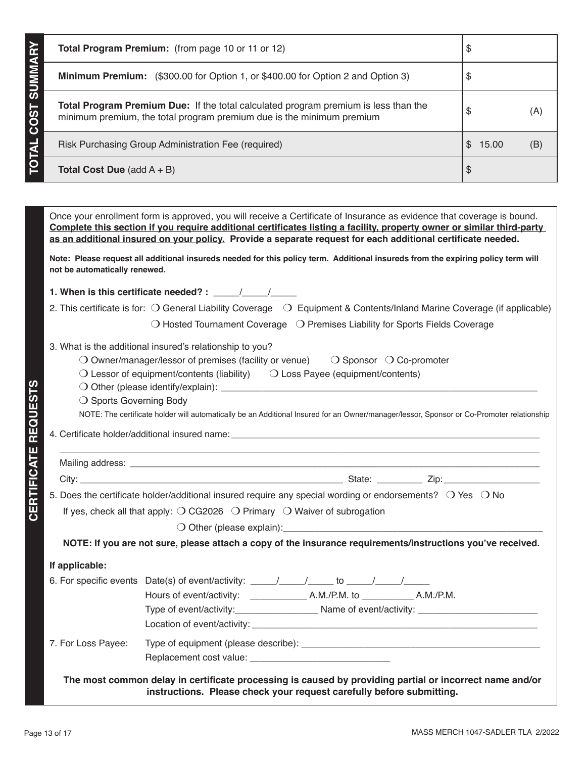## TOTAL COST SUMMARY

| | | |
|---|---|---|
| **Total Program Premium:** (from page 10 or 11 or 12) | $ | |
| **Minimum Premium:** ($300.00 for Option 1, or $400.00 for Option 2 and Option 3) | $ | |
| **Total Program Premium Due:** If the total calculated program premium is less than the minimum premium, the total program premium due is the minimum premium | $ | (A) |
| Risk Purchasing Group Administration Fee (required) | $ 15.00 | (B) |
| **Total Cost Due** (add A + B) | $ | |

## CERTIFICATE REQUESTS

Once your enrollment form is approved, you will receive a Certificate of Insurance as evidence that coverage is bound. **Complete this section if you require additional certificates listing a facility, property owner or similar third-party as an additional insured on your policy. Provide a separate request for each additional certificate needed.**

**Note: Please request all additional insureds needed for this policy term. Additional insureds from the expiring policy term will not be automatically renewed.**

**1. When is this certificate needed? :** _____/_____/_____

2. This certificate is for: ❍ General Liability Coverage ❍ Equipment & Contents/Inland Marine Coverage (if applicable) ❍ Hosted Tournament Coverage ❍ Premises Liability for Sports Fields Coverage

3. What is the additional insured's relationship to you?
   - ❍ Owner/manager/lessor of premises (facility or venue) ❍ Sponsor ❍ Co-promoter
   - ❍ Lessor of equipment/contents (liability) ❍ Loss Payee (equipment/contents)
   - ❍ Other (please identify/explain): ____________________
   - ❍ Sports Governing Body

   NOTE: The certificate holder will automatically be an Additional Insured for an Owner/manager/lessor, Sponsor or Co-Promoter relationship

4. Certificate holder/additional insured name: ____________________

   ____________________

   Mailing address: ____________________

   City: ____________________ State: _________ Zip: ____________

5. Does the certificate holder/additional insured require any special wording or endorsements? ❍ Yes ❍ No

   If yes, check all that apply: ❍ CG2026 ❍ Primary ❍ Waiver of subrogation

   ❍ Other (please explain): ____________________

   **NOTE: If you are not sure, please attach a copy of the insurance requirements/instructions you've received.**

**If applicable:**

6. For specific events
   - Date(s) of event/activity: _____/_____/_____ to _____/_____/_____
   - Hours of event/activity: ___________ A.M./P.M. to __________ A.M./P.M.
   - Type of event/activity: ________________ Name of event/activity: ________________
   - Location of event/activity: ____________________

7. For Loss Payee:
   - Type of equipment (please describe): ____________________
   - Replacement cost value: ____________________

**The most common delay in certificate processing is caused by providing partial or incorrect name and/or instructions. Please check your request carefully before submitting.**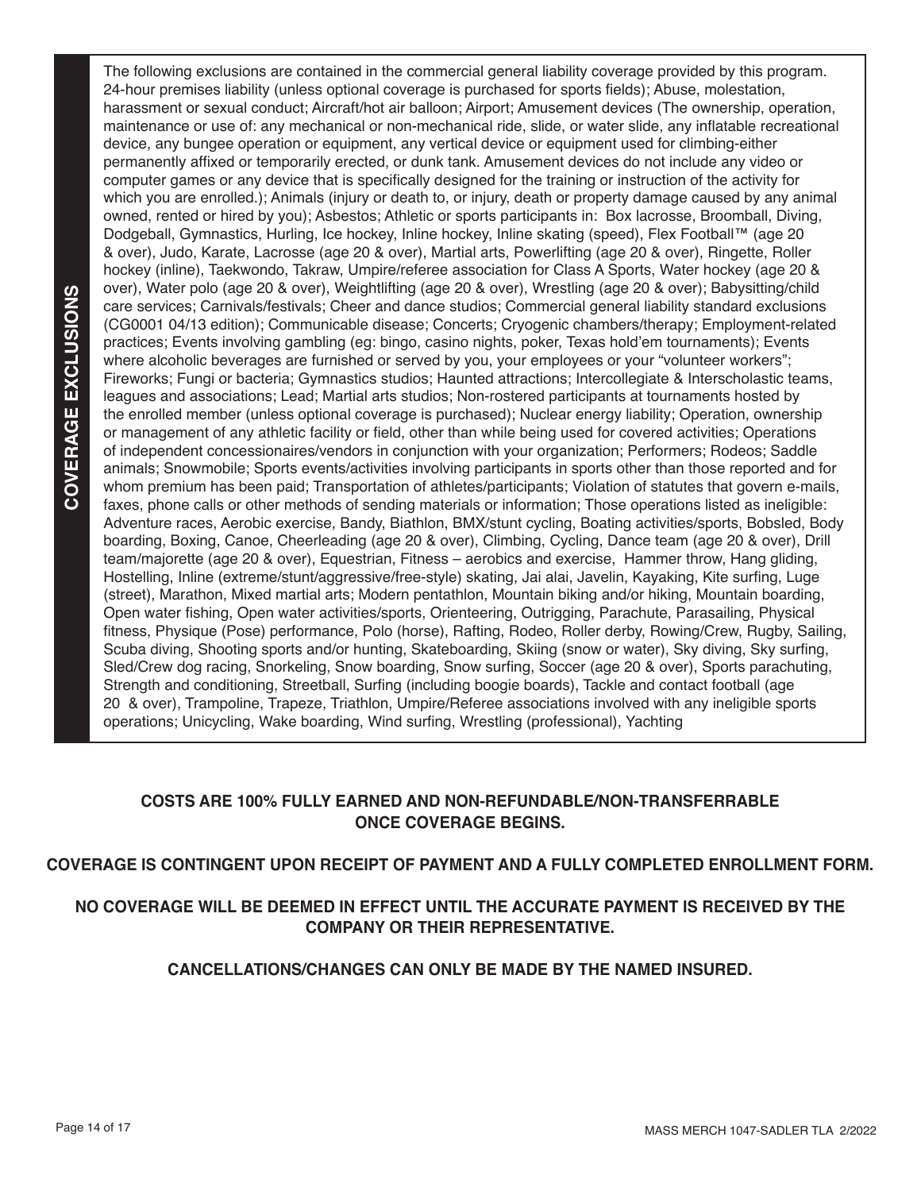## COVERAGE EXCLUSIONS

The following exclusions are contained in the commercial general liability coverage provided by this program. 24-hour premises liability (unless optional coverage is purchased for sports fields); Abuse, molestation, harassment or sexual conduct; Aircraft/hot air balloon; Airport; Amusement devices (The ownership, operation, maintenance or use of: any mechanical or non-mechanical ride, slide, or water slide, any inflatable recreational device, any bungee operation or equipment, any vertical device or equipment used for climbing-either permanently affixed or temporarily erected, or dunk tank. Amusement devices do not include any video or computer games or any device that is specifically designed for the training or instruction of the activity for which you are enrolled.); Animals (injury or death to, or injury, death or property damage caused by any animal owned, rented or hired by you); Asbestos; Athletic or sports participants in: Box lacrosse, Broomball, Diving, Dodgeball, Gymnastics, Hurling, Ice hockey, Inline hockey, Inline skating (speed), Flex Football™ (age 20 & over), Judo, Karate, Lacrosse (age 20 & over), Martial arts, Powerlifting (age 20 & over), Ringette, Roller hockey (inline), Taekwondo, Takraw, Umpire/referee association for Class A Sports, Water hockey (age 20 & over), Water polo (age 20 & over), Weightlifting (age 20 & over), Wrestling (age 20 & over); Babysitting/child care services; Carnivals/festivals; Cheer and dance studios; Commercial general liability standard exclusions (CG0001 04/13 edition); Communicable disease; Concerts; Cryogenic chambers/therapy; Employment-related practices; Events involving gambling (eg: bingo, casino nights, poker, Texas hold'em tournaments); Events where alcoholic beverages are furnished or served by you, your employees or your "volunteer workers"; Fireworks; Fungi or bacteria; Gymnastics studios; Haunted attractions; Intercollegiate & Interscholastic teams, leagues and associations; Lead; Martial arts studios; Non-rostered participants at tournaments hosted by the enrolled member (unless optional coverage is purchased); Nuclear energy liability; Operation, ownership or management of any athletic facility or field, other than while being used for covered activities; Operations of independent concessionaires/vendors in conjunction with your organization; Performers; Rodeos; Saddle animals; Snowmobile; Sports events/activities involving participants in sports other than those reported and for whom premium has been paid; Transportation of athletes/participants; Violation of statutes that govern e-mails, faxes, phone calls or other methods of sending materials or information; Those operations listed as ineligible: Adventure races, Aerobic exercise, Bandy, Biathlon, BMX/stunt cycling, Boating activities/sports, Bobsled, Body boarding, Boxing, Canoe, Cheerleading (age 20 & over), Climbing, Cycling, Dance team (age 20 & over), Drill team/majorette (age 20 & over), Equestrian, Fitness – aerobics and exercise, Hammer throw, Hang gliding, Hostelling, Inline (extreme/stunt/aggressive/free-style) skating, Jai alai, Javelin, Kayaking, Kite surfing, Luge (street), Marathon, Mixed martial arts; Modern pentathlon, Mountain biking and/or hiking, Mountain boarding, Open water fishing, Open water activities/sports, Orienteering, Outrigging, Parachute, Parasailing, Physical fitness, Physique (Pose) performance, Polo (horse), Rafting, Rodeo, Roller derby, Rowing/Crew, Rugby, Sailing, Scuba diving, Shooting sports and/or hunting, Skateboarding, Skiing (snow or water), Sky diving, Sky surfing, Sled/Crew dog racing, Snorkeling, Snow boarding, Snow surfing, Soccer (age 20 & over), Sports parachuting, Strength and conditioning, Streetball, Surfing (including boogie boards), Tackle and contact football (age 20 & over), Trampoline, Trapeze, Triathlon, Umpire/Referee associations involved with any ineligible sports operations; Unicycling, Wake boarding, Wind surfing, Wrestling (professional), Yachting

**COSTS ARE 100% FULLY EARNED AND NON-REFUNDABLE/NON-TRANSFERRABLE ONCE COVERAGE BEGINS.**

**COVERAGE IS CONTINGENT UPON RECEIPT OF PAYMENT AND A FULLY COMPLETED ENROLLMENT FORM.**

**NO COVERAGE WILL BE DEEMED IN EFFECT UNTIL THE ACCURATE PAYMENT IS RECEIVED BY THE COMPANY OR THEIR REPRESENTATIVE.**

**CANCELLATIONS/CHANGES CAN ONLY BE MADE BY THE NAMED INSURED.**

MASS MERCH 1047-SADLER TLA 2/2022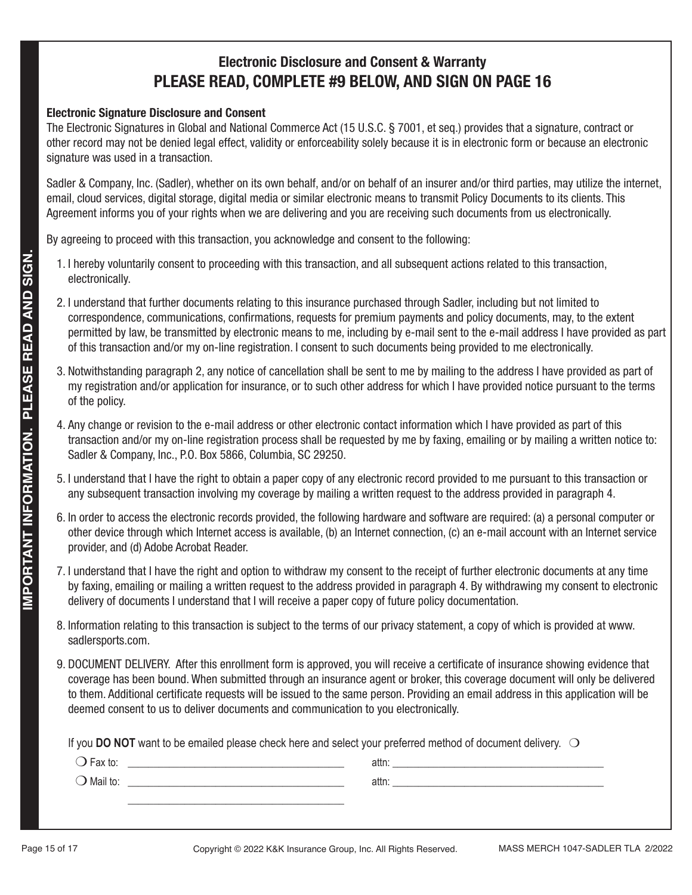**IMPORTANT INFORMATION. PLEASE READ AND SIGN.**

## Electronic Disclosure and Consent & Warranty
## PLEASE READ, COMPLETE #9 BELOW, AND SIGN ON PAGE 16

### Electronic Signature Disclosure and Consent

The Electronic Signatures in Global and National Commerce Act (15 U.S.C. § 7001, et seq.) provides that a signature, contract or other record may not be denied legal effect, validity or enforceability solely because it is in electronic form or because an electronic signature was used in a transaction.

Sadler & Company, Inc. (Sadler), whether on its own behalf, and/or on behalf of an insurer and/or third parties, may utilize the internet, email, cloud services, digital storage, digital media or similar electronic means to transmit Policy Documents to its clients. This Agreement informs you of your rights when we are delivering and you are receiving such documents from us electronically.

By agreeing to proceed with this transaction, you acknowledge and consent to the following:

1. I hereby voluntarily consent to proceeding with this transaction, and all subsequent actions related to this transaction, electronically.
2. I understand that further documents relating to this insurance purchased through Sadler, including but not limited to correspondence, communications, confirmations, requests for premium payments and policy documents, may, to the extent permitted by law, be transmitted by electronic means to me, including by e-mail sent to the e-mail address I have provided as part of this transaction and/or my on-line registration. I consent to such documents being provided to me electronically.
3. Notwithstanding paragraph 2, any notice of cancellation shall be sent to me by mailing to the address I have provided as part of my registration and/or application for insurance, or to such other address for which I have provided notice pursuant to the terms of the policy.
4. Any change or revision to the e-mail address or other electronic contact information which I have provided as part of this transaction and/or my on-line registration process shall be requested by me by faxing, emailing or by mailing a written notice to: Sadler & Company, Inc., P.O. Box 5866, Columbia, SC 29250.
5. I understand that I have the right to obtain a paper copy of any electronic record provided to me pursuant to this transaction or any subsequent transaction involving my coverage by mailing a written request to the address provided in paragraph 4.
6. In order to access the electronic records provided, the following hardware and software are required: (a) a personal computer or other device through which Internet access is available, (b) an Internet connection, (c) an e-mail account with an Internet service provider, and (d) Adobe Acrobat Reader.
7. I understand that I have the right and option to withdraw my consent to the receipt of further electronic documents at any time by faxing, emailing or mailing a written request to the address provided in paragraph 4. By withdrawing my consent to electronic delivery of documents I understand that I will receive a paper copy of future policy documentation.
8. Information relating to this transaction is subject to the terms of our privacy statement, a copy of which is provided at www.sadlersports.com.
9. DOCUMENT DELIVERY. After this enrollment form is approved, you will receive a certificate of insurance showing evidence that coverage has been bound. When submitted through an insurance agent or broker, this coverage document will only be delivered to them. Additional certificate requests will be issued to the same person. Providing an email address in this application will be deemed consent to us to deliver documents and communication to you electronically.

If you **DO NOT** want to be emailed please check here and select your preferred method of document delivery. ❍

❍ Fax to: ________________________________________ attn: ________________________________________

❍ Mail to: ________________________________________ attn: ________________________________________

________________________________________

Copyright © 2022 K&K Insurance Group, Inc. All Rights Reserved. MASS MERCH 1047-SADLER TLA 2/2022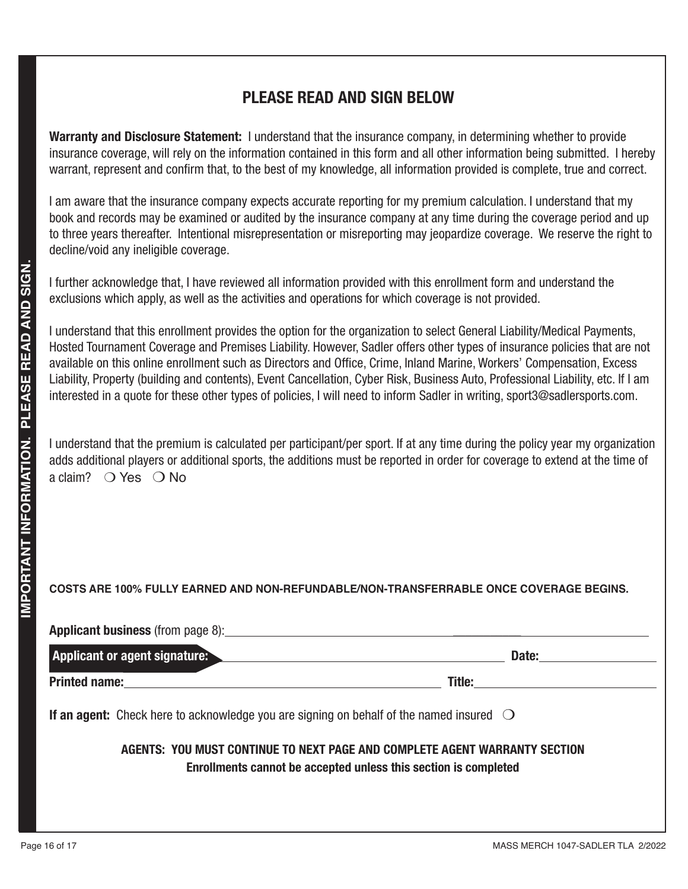**IMPORTANT INFORMATION. PLEASE READ AND SIGN.**

## PLEASE READ AND SIGN BELOW

**Warranty and Disclosure Statement:** I understand that the insurance company, in determining whether to provide insurance coverage, will rely on the information contained in this form and all other information being submitted. I hereby warrant, represent and confirm that, to the best of my knowledge, all information provided is complete, true and correct.

I am aware that the insurance company expects accurate reporting for my premium calculation. I understand that my book and records may be examined or audited by the insurance company at any time during the coverage period and up to three years thereafter. Intentional misrepresentation or misreporting may jeopardize coverage. We reserve the right to decline/void any ineligible coverage.

I further acknowledge that, I have reviewed all information provided with this enrollment form and understand the exclusions which apply, as well as the activities and operations for which coverage is not provided.

I understand that this enrollment provides the option for the organization to select General Liability/Medical Payments, Hosted Tournament Coverage and Premises Liability. However, Sadler offers other types of insurance policies that are not available on this online enrollment such as Directors and Office, Crime, Inland Marine, Workers' Compensation, Excess Liability, Property (building and contents), Event Cancellation, Cyber Risk, Business Auto, Professional Liability, etc. If I am interested in a quote for these other types of policies, I will need to inform Sadler in writing, sport3@sadlersports.com.

I understand that the premium is calculated per participant/per sport. If at any time during the policy year my organization adds additional players or additional sports, the additions must be reported in order for coverage to extend at the time of a claim? ❍ Yes ❍ No

**COSTS ARE 100% FULLY EARNED AND NON-REFUNDABLE/NON-TRANSFERRABLE ONCE COVERAGE BEGINS.**

**Applicant business** (from page 8): ______________________________

**Applicant or agent signature:** ______________________________ **Date:** ______________

**Printed name:** ______________________________ **Title:** ______________

**If an agent:** Check here to acknowledge you are signing on behalf of the named insured ❍

**AGENTS: YOU MUST CONTINUE TO NEXT PAGE AND COMPLETE AGENT WARRANTY SECTION**
**Enrollments cannot be accepted unless this section is completed**

MASS MERCH 1047-SADLER TLA 2/2022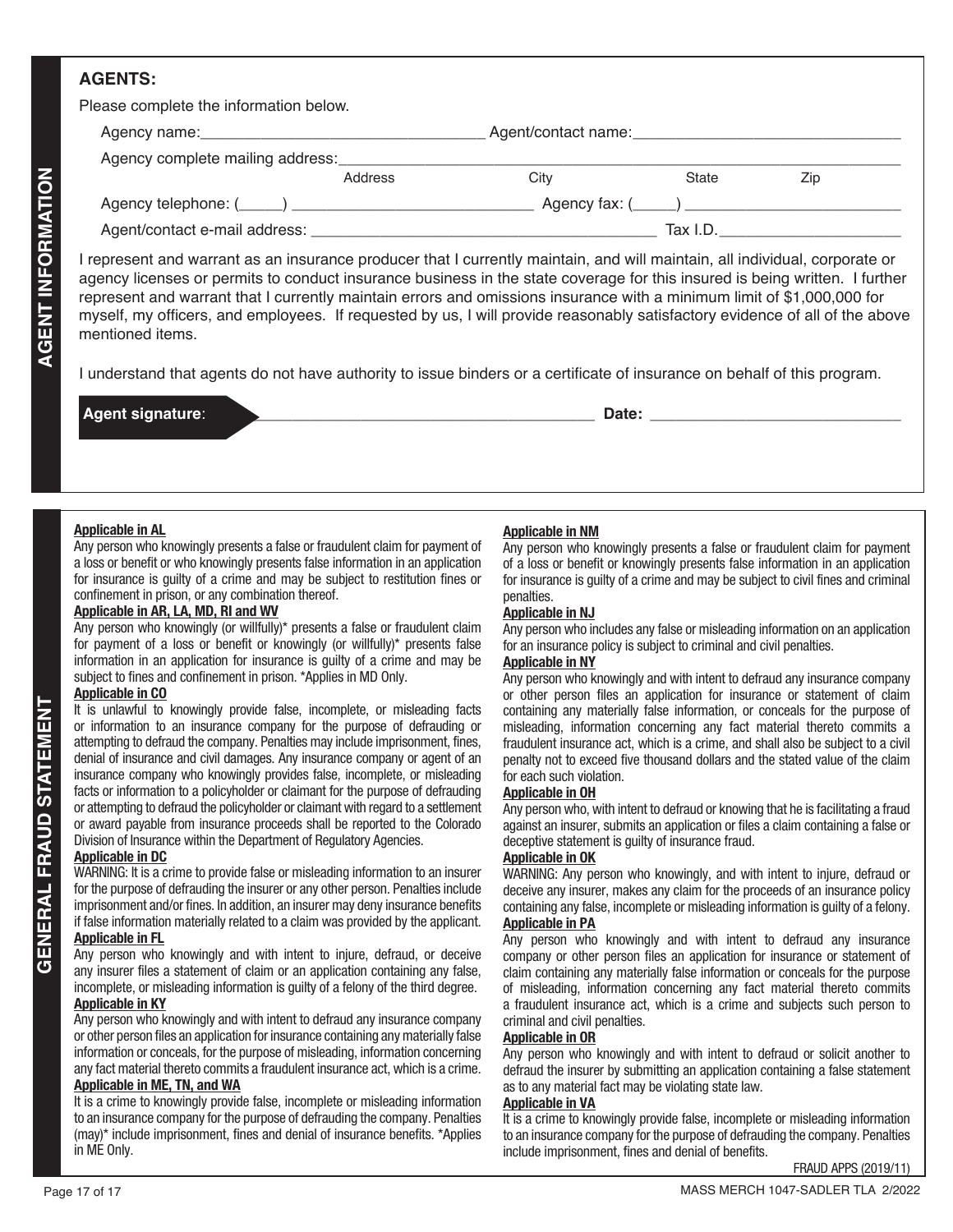## AGENT INFORMATION

**AGENTS:**

Please complete the information below.

Agency name:_________________________________ Agent/contact name:_______________________________

Agency complete mailing address:_________________________________________________________________

Address City State Zip

Agency telephone: (_____) ____________________________ Agency fax: (_____) __________________________

Agent/contact e-mail address: ________________________________________ Tax I.D.____________________

I represent and warrant as an insurance producer that I currently maintain, and will maintain, all individual, corporate or agency licenses or permits to conduct insurance business in the state coverage for this insured is being written. I further represent and warrant that I currently maintain errors and omissions insurance with a minimum limit of $1,000,000 for myself, my officers, and employees. If requested by us, I will provide reasonably satisfactory evidence of all of the above mentioned items.

I understand that agents do not have authority to issue binders or a certificate of insurance on behalf of this program.

**Agent signature**: _____________________________________ **Date:** ____________________________

## GENERAL FRAUD STATEMENT

**Applicable in AL**

Any person who knowingly presents a false or fraudulent claim for payment of a loss or benefit or who knowingly presents false information in an application for insurance is guilty of a crime and may be subject to restitution fines or confinement in prison, or any combination thereof.

**Applicable in AR, LA, MD, RI and WV**

Any person who knowingly (or willfully)* presents a false or fraudulent claim for payment of a loss or benefit or knowingly (or willfully)* presents false information in an application for insurance is guilty of a crime and may be subject to fines and confinement in prison. *Applies in MD Only.

**Applicable in CO**

It is unlawful to knowingly provide false, incomplete, or misleading facts or information to an insurance company for the purpose of defrauding or attempting to defraud the company. Penalties may include imprisonment, fines, denial of insurance and civil damages. Any insurance company or agent of an insurance company who knowingly provides false, incomplete, or misleading facts or information to a policyholder or claimant for the purpose of defrauding or attempting to defraud the policyholder or claimant with regard to a settlement or award payable from insurance proceeds shall be reported to the Colorado Division of Insurance within the Department of Regulatory Agencies.

**Applicable in DC**

WARNING: It is a crime to provide false or misleading information to an insurer for the purpose of defrauding the insurer or any other person. Penalties include imprisonment and/or fines. In addition, an insurer may deny insurance benefits if false information materially related to a claim was provided by the applicant.

**Applicable in FL**

Any person who knowingly and with intent to injure, defraud, or deceive any insurer files a statement of claim or an application containing any false, incomplete, or misleading information is guilty of a felony of the third degree.

**Applicable in KY**

Any person who knowingly and with intent to defraud any insurance company or other person files an application for insurance containing any materially false information or conceals, for the purpose of misleading, information concerning any fact material thereto commits a fraudulent insurance act, which is a crime.

**Applicable in ME, TN, and WA**

It is a crime to knowingly provide false, incomplete or misleading information to an insurance company for the purpose of defrauding the company. Penalties (may)* include imprisonment, fines and denial of insurance benefits. *Applies in ME Only.

**Applicable in NM**

Any person who knowingly presents a false or fraudulent claim for payment of a loss or benefit or knowingly presents false information in an application for insurance is guilty of a crime and may be subject to civil fines and criminal penalties.

**Applicable in NJ**

Any person who includes any false or misleading information on an application for an insurance policy is subject to criminal and civil penalties.

**Applicable in NY**

Any person who knowingly and with intent to defraud any insurance company or other person files an application for insurance or statement of claim containing any materially false information, or conceals for the purpose of misleading, information concerning any fact material thereto commits a fraudulent insurance act, which is a crime, and shall also be subject to a civil penalty not to exceed five thousand dollars and the stated value of the claim for each such violation.

**Applicable in OH**

Any person who, with intent to defraud or knowing that he is facilitating a fraud against an insurer, submits an application or files a claim containing a false or deceptive statement is guilty of insurance fraud.

**Applicable in OK**

WARNING: Any person who knowingly, and with intent to injure, defraud or deceive any insurer, makes any claim for the proceeds of an insurance policy containing any false, incomplete or misleading information is guilty of a felony.

**Applicable in PA**

Any person who knowingly and with intent to defraud any insurance company or other person files an application for insurance or statement of claim containing any materially false information or conceals for the purpose of misleading, information concerning any fact material thereto commits a fraudulent insurance act, which is a crime and subjects such person to criminal and civil penalties.

**Applicable in OR**

Any person who knowingly and with intent to defraud or solicit another to defraud the insurer by submitting an application containing a false statement as to any material fact may be violating state law.

**Applicable in VA**

It is a crime to knowingly provide false, incomplete or misleading information to an insurance company for the purpose of defrauding the company. Penalties include imprisonment, fines and denial of benefits.

FRAUD APPS (2019/11)

MASS MERCH 1047-SADLER TLA 2/2022